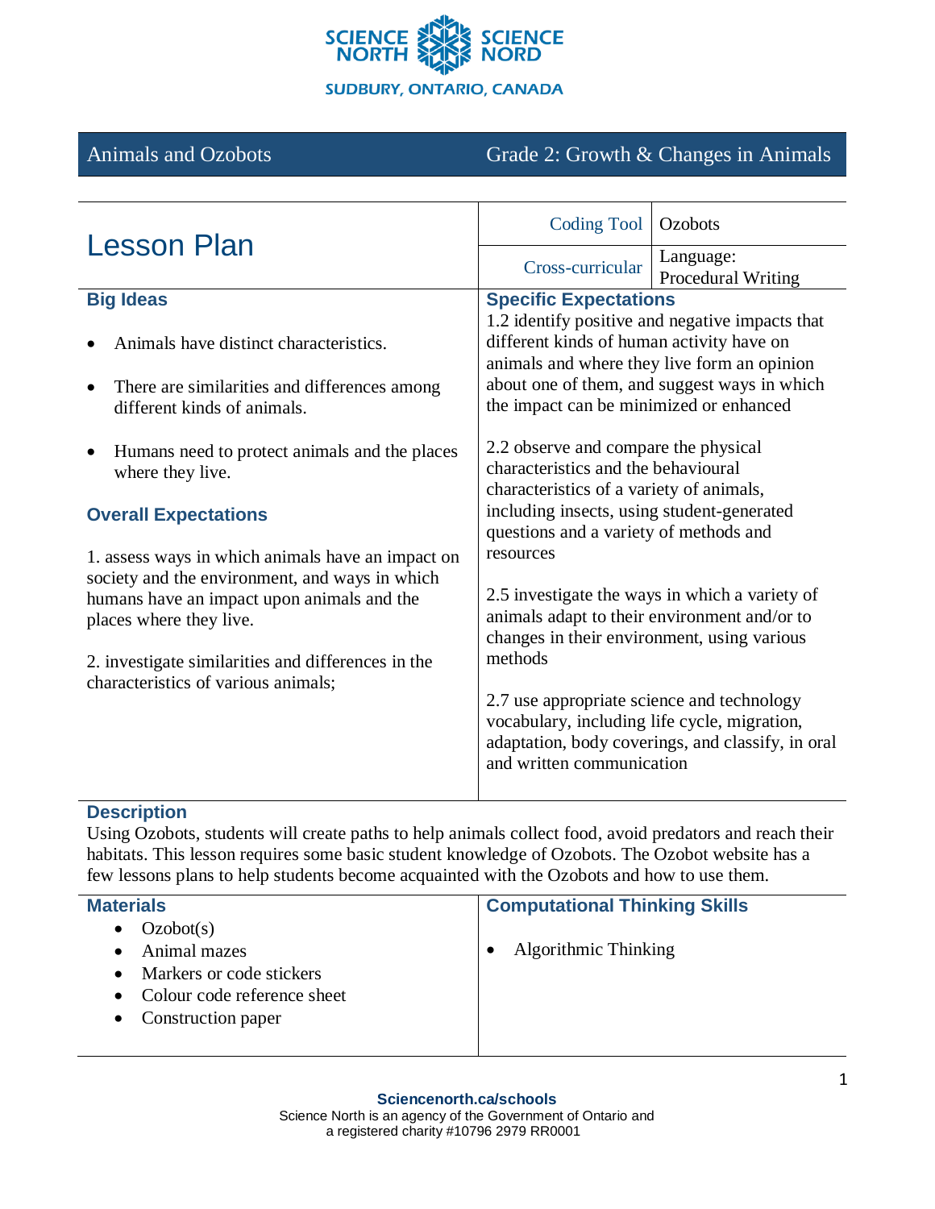SCIENCE NORTH SCIENCE NORD

SUDBURY, ONTARIO, CANADA

**Animals and Ozobots** — **Grade 2: Growth & Changes in Animals**

# Lesson Plan

| Coding Tool | Ozobots |
| --- | --- |
| Cross-curricular | Language: Procedural Writing |

## Big Ideas

- Animals have distinct characteristics.
- There are similarities and differences among different kinds of animals.
- Humans need to protect animals and the places where they live.

## Overall Expectations

1. assess ways in which animals have an impact on society and the environment, and ways in which humans have an impact upon animals and the places where they live.

2. investigate similarities and differences in the characteristics of various animals;

## Specific Expectations

1.2 identify positive and negative impacts that different kinds of human activity have on animals and where they live form an opinion about one of them, and suggest ways in which the impact can be minimized or enhanced

2.2 observe and compare the physical characteristics and the behavioural characteristics of a variety of animals, including insects, using student-generated questions and a variety of methods and resources

2.5 investigate the ways in which a variety of animals adapt to their environment and/or to changes in their environment, using various methods

2.7 use appropriate science and technology vocabulary, including life cycle, migration, adaptation, body coverings, and classify, in oral and written communication

## Description

Using Ozobots, students will create paths to help animals collect food, avoid predators and reach their habitats. This lesson requires some basic student knowledge of Ozobots. The Ozobot website has a few lessons plans to help students become acquainted with the Ozobots and how to use them.

## Materials

- Ozobot(s)
- Animal mazes
- Markers or code stickers
- Colour code reference sheet
- Construction paper

## Computational Thinking Skills

- Algorithmic Thinking

**Sciencenorth.ca/schools**

Science North is an agency of the Government of Ontario and a registered charity #10796 2979 RR0001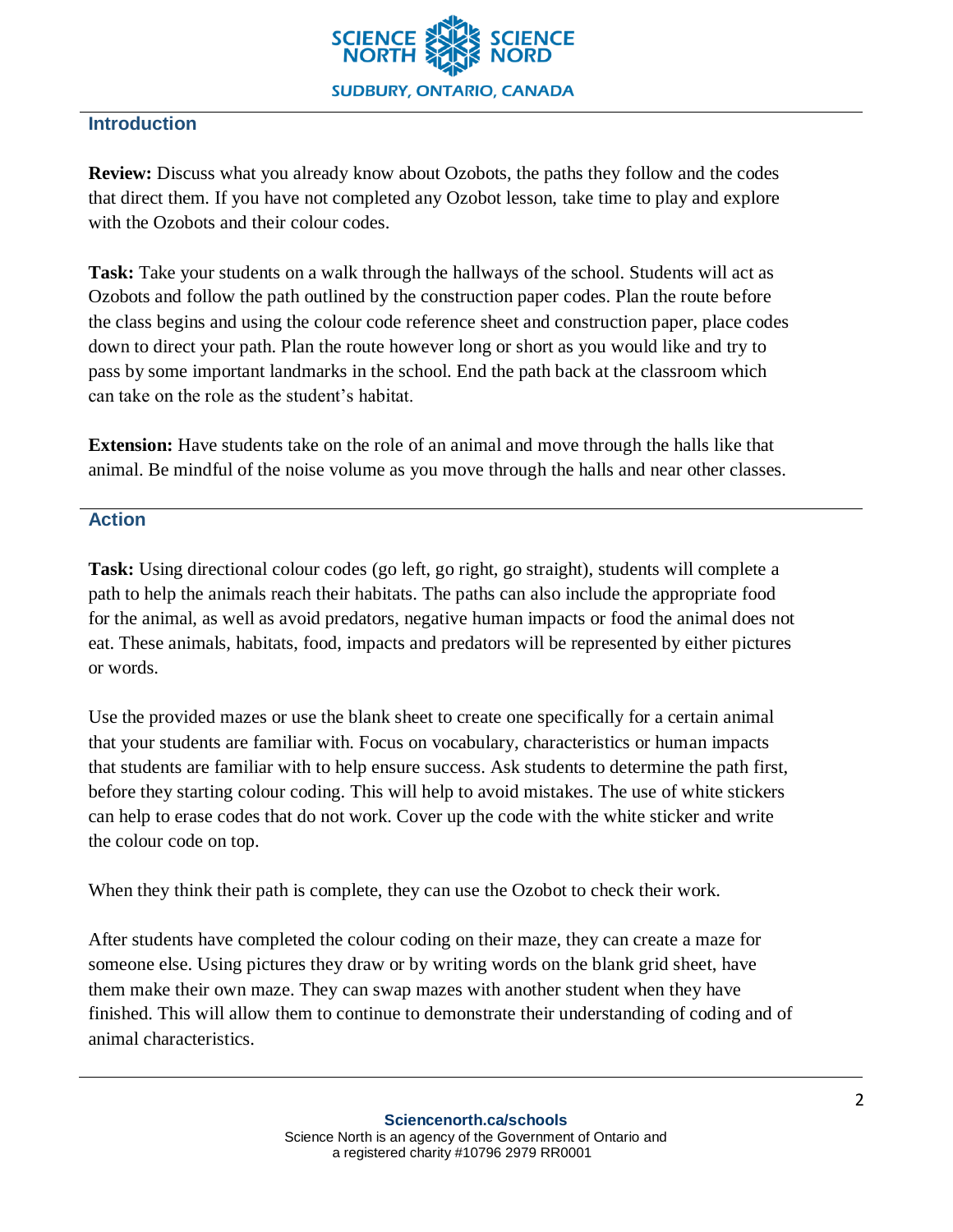## Introduction

**Review:** Discuss what you already know about Ozobots, the paths they follow and the codes that direct them. If you have not completed any Ozobot lesson, take time to play and explore with the Ozobots and their colour codes.

**Task:** Take your students on a walk through the hallways of the school. Students will act as Ozobots and follow the path outlined by the construction paper codes. Plan the route before the class begins and using the colour code reference sheet and construction paper, place codes down to direct your path. Plan the route however long or short as you would like and try to pass by some important landmarks in the school. End the path back at the classroom which can take on the role as the student's habitat.

**Extension:** Have students take on the role of an animal and move through the halls like that animal. Be mindful of the noise volume as you move through the halls and near other classes.

## Action

**Task:** Using directional colour codes (go left, go right, go straight), students will complete a path to help the animals reach their habitats. The paths can also include the appropriate food for the animal, as well as avoid predators, negative human impacts or food the animal does not eat. These animals, habitats, food, impacts and predators will be represented by either pictures or words.

Use the provided mazes or use the blank sheet to create one specifically for a certain animal that your students are familiar with. Focus on vocabulary, characteristics or human impacts that students are familiar with to help ensure success. Ask students to determine the path first, before they starting colour coding. This will help to avoid mistakes. The use of white stickers can help to erase codes that do not work. Cover up the code with the white sticker and write the colour code on top.

When they think their path is complete, they can use the Ozobot to check their work.

After students have completed the colour coding on their maze, they can create a maze for someone else. Using pictures they draw or by writing words on the blank grid sheet, have them make their own maze. They can swap mazes with another student when they have finished. This will allow them to continue to demonstrate their understanding of coding and of animal characteristics.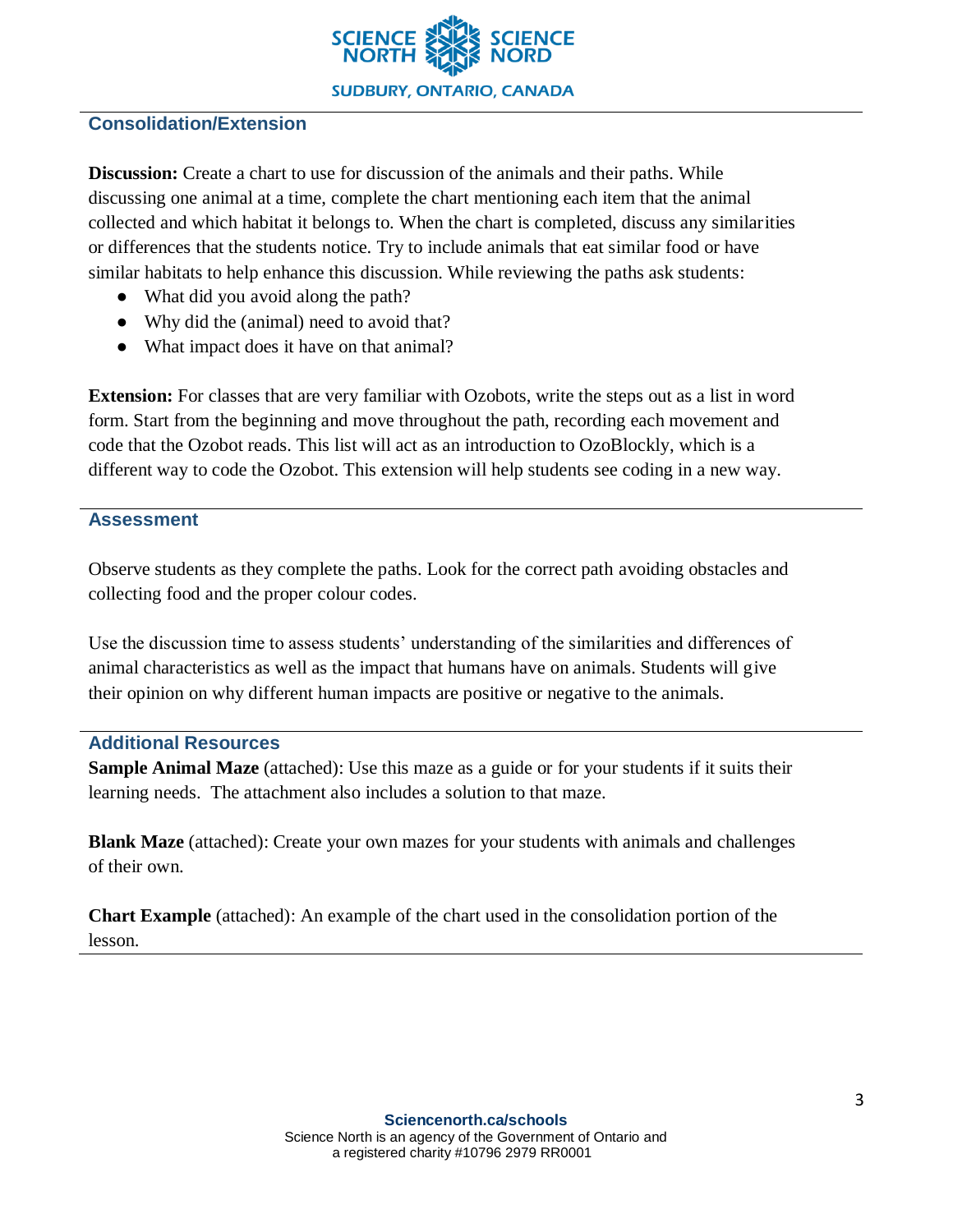## Consolidation/Extension

**Discussion:** Create a chart to use for discussion of the animals and their paths. While discussing one animal at a time, complete the chart mentioning each item that the animal collected and which habitat it belongs to. When the chart is completed, discuss any similarities or differences that the students notice. Try to include animals that eat similar food or have similar habitats to help enhance this discussion. While reviewing the paths ask students:

- What did you avoid along the path?
- Why did the (animal) need to avoid that?
- What impact does it have on that animal?

**Extension:** For classes that are very familiar with Ozobots, write the steps out as a list in word form. Start from the beginning and move throughout the path, recording each movement and code that the Ozobot reads. This list will act as an introduction to OzoBlockly, which is a different way to code the Ozobot. This extension will help students see coding in a new way.

## Assessment

Observe students as they complete the paths. Look for the correct path avoiding obstacles and collecting food and the proper colour codes.

Use the discussion time to assess students' understanding of the similarities and differences of animal characteristics as well as the impact that humans have on animals. Students will give their opinion on why different human impacts are positive or negative to the animals.

## Additional Resources

**Sample Animal Maze** (attached): Use this maze as a guide or for your students if it suits their learning needs. The attachment also includes a solution to that maze.

**Blank Maze** (attached): Create your own mazes for your students with animals and challenges of their own.

**Chart Example** (attached): An example of the chart used in the consolidation portion of the lesson.